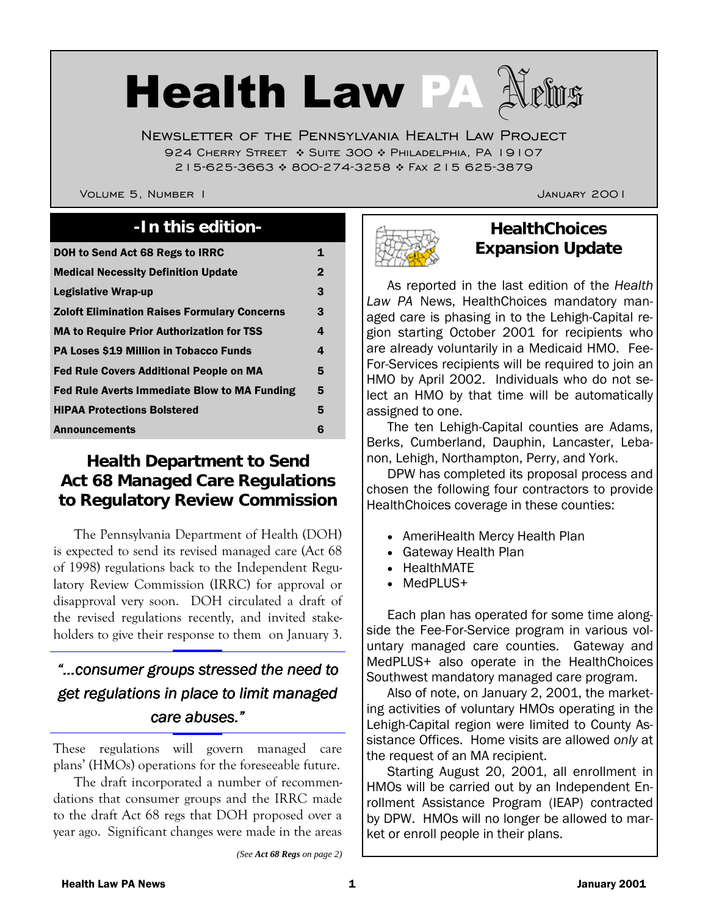# Health Law PA News

Newsletter of the Pennsylvania Health Law Project
924 Cherry Street ❖ Suite 300 ❖ Philadelphia, PA 19107
215-625-3663 ❖ 800-274-3258 ❖ Fax 215 625-3879

Volume 5, Number 1 January 2001

## -In this edition-

| | |
|---|---|
| **DOH to Send Act 68 Regs to IRRC** | 1 |
| **Medical Necessity Definition Update** | 2 |
| **Legislative Wrap-up** | 3 |
| **Zoloft Elimination Raises Formulary Concerns** | 3 |
| **MA to Require Prior Authorization for TSS** | 4 |
| **PA Loses $19 Million in Tobacco Funds** | 4 |
| **Fed Rule Covers Additional People on MA** | 5 |
| **Fed Rule Averts Immediate Blow to MA Funding** | 5 |
| **HIPAA Protections Bolstered** | 5 |
| **Announcements** | 6 |

## Health Department to Send Act 68 Managed Care Regulations to Regulatory Review Commission

The Pennsylvania Department of Health (DOH) is expected to send its revised managed care (Act 68 of 1998) regulations back to the Independent Regulatory Review Commission (IRRC) for approval or disapproval very soon. DOH circulated a draft of the revised regulations recently, and invited stakeholders to give their response to them on January 3.

> *"...consumer groups stressed the need to get regulations in place to limit managed care abuses."*

These regulations will govern managed care plans' (HMOs) operations for the foreseeable future.

The draft incorporated a number of recommendations that consumer groups and the IRRC made to the draft Act 68 regs that DOH proposed over a year ago. Significant changes were made in the areas

*(See **Act 68 Regs** on page 2)*

## HealthChoices Expansion Update

As reported in the last edition of the *Health Law PA* News, HealthChoices mandatory managed care is phasing in to the Lehigh-Capital region starting October 2001 for recipients who are already voluntarily in a Medicaid HMO. Fee-For-Services recipients will be required to join an HMO by April 2002. Individuals who do not select an HMO by that time will be automatically assigned to one.

The ten Lehigh-Capital counties are Adams, Berks, Cumberland, Dauphin, Lancaster, Lebanon, Lehigh, Northampton, Perry, and York.

DPW has completed its proposal process and chosen the following four contractors to provide HealthChoices coverage in these counties:

- AmeriHealth Mercy Health Plan
- Gateway Health Plan
- HealthMATE
- MedPLUS+

Each plan has operated for some time alongside the Fee-For-Service program in various voluntary managed care counties. Gateway and MedPLUS+ also operate in the HealthChoices Southwest mandatory managed care program.

Also of note, on January 2, 2001, the marketing activities of voluntary HMOs operating in the Lehigh-Capital region were limited to County Assistance Offices. Home visits are allowed *only* at the request of an MA recipient.

Starting August 20, 2001, all enrollment in HMOs will be carried out by an Independent Enrollment Assistance Program (IEAP) contracted by DPW. HMOs will no longer be allowed to market or enroll people in their plans.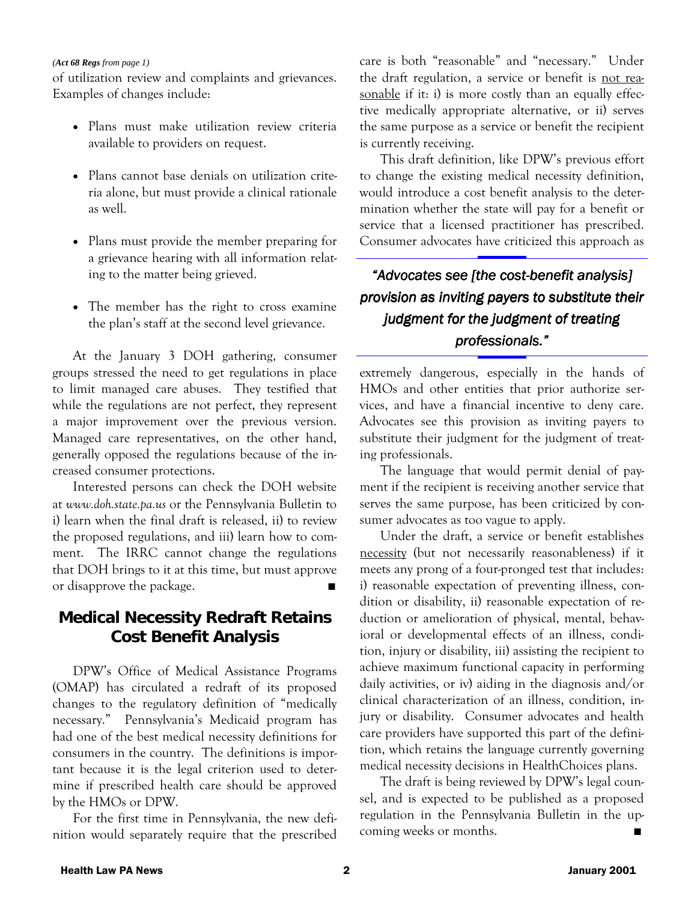*(**Act 68 Regs** from page 1)*

of utilization review and complaints and grievances. Examples of changes include:

- Plans must make utilization review criteria available to providers on request.
- Plans cannot base denials on utilization criteria alone, but must provide a clinical rationale as well.
- Plans must provide the member preparing for a grievance hearing with all information relating to the matter being grieved.
- The member has the right to cross examine the plan's staff at the second level grievance.

At the January 3 DOH gathering, consumer groups stressed the need to get regulations in place to limit managed care abuses. They testified that while the regulations are not perfect, they represent a major improvement over the previous version. Managed care representatives, on the other hand, generally opposed the regulations because of the increased consumer protections.

Interested persons can check the DOH website at *www.doh.state.pa.us* or the Pennsylvania Bulletin to i) learn when the final draft is released, ii) to review the proposed regulations, and iii) learn how to comment. The IRRC cannot change the regulations that DOH brings to it at this time, but must approve or disapprove the package. ■

## Medical Necessity Redraft Retains Cost Benefit Analysis

DPW's Office of Medical Assistance Programs (OMAP) has circulated a redraft of its proposed changes to the regulatory definition of "medically necessary." Pennsylvania's Medicaid program has had one of the best medical necessity definitions for consumers in the country. The definitions is important because it is the legal criterion used to determine if prescribed health care should be approved by the HMOs or DPW.

For the first time in Pennsylvania, the new definition would separately require that the prescribed care is both "reasonable" and "necessary." Under the draft regulation, a service or benefit is <u>not reasonable</u> if it: i) is more costly than an equally effective medically appropriate alternative, or ii) serves the same purpose as a service or benefit the recipient is currently receiving.

This draft definition, like DPW's previous effort to change the existing medical necessity definition, would introduce a cost benefit analysis to the determination whether the state will pay for a benefit or service that a licensed practitioner has prescribed. Consumer advocates have criticized this approach as extremely dangerous, especially in the hands of HMOs and other entities that prior authorize services, and have a financial incentive to deny care. Advocates see this provision as inviting payers to substitute their judgment for the judgment of treating professionals.

> ***"Advocates see [the cost-benefit analysis] provision as inviting payers to substitute their judgment for the judgment of treating professionals."***

The language that would permit denial of payment if the recipient is receiving another service that serves the same purpose, has been criticized by consumer advocates as too vague to apply.

Under the draft, a service or benefit establishes <u>necessity</u> (but not necessarily reasonableness) if it meets any prong of a four-pronged test that includes: i) reasonable expectation of preventing illness, condition or disability, ii) reasonable expectation of reduction or amelioration of physical, mental, behavioral or developmental effects of an illness, condition, injury or disability, iii) assisting the recipient to achieve maximum functional capacity in performing daily activities, or iv) aiding in the diagnosis and/or clinical characterization of an illness, condition, injury or disability. Consumer advocates and health care providers have supported this part of the definition, which retains the language currently governing medical necessity decisions in HealthChoices plans.

The draft is being reviewed by DPW's legal counsel, and is expected to be published as a proposed regulation in the Pennsylvania Bulletin in the upcoming weeks or months. ■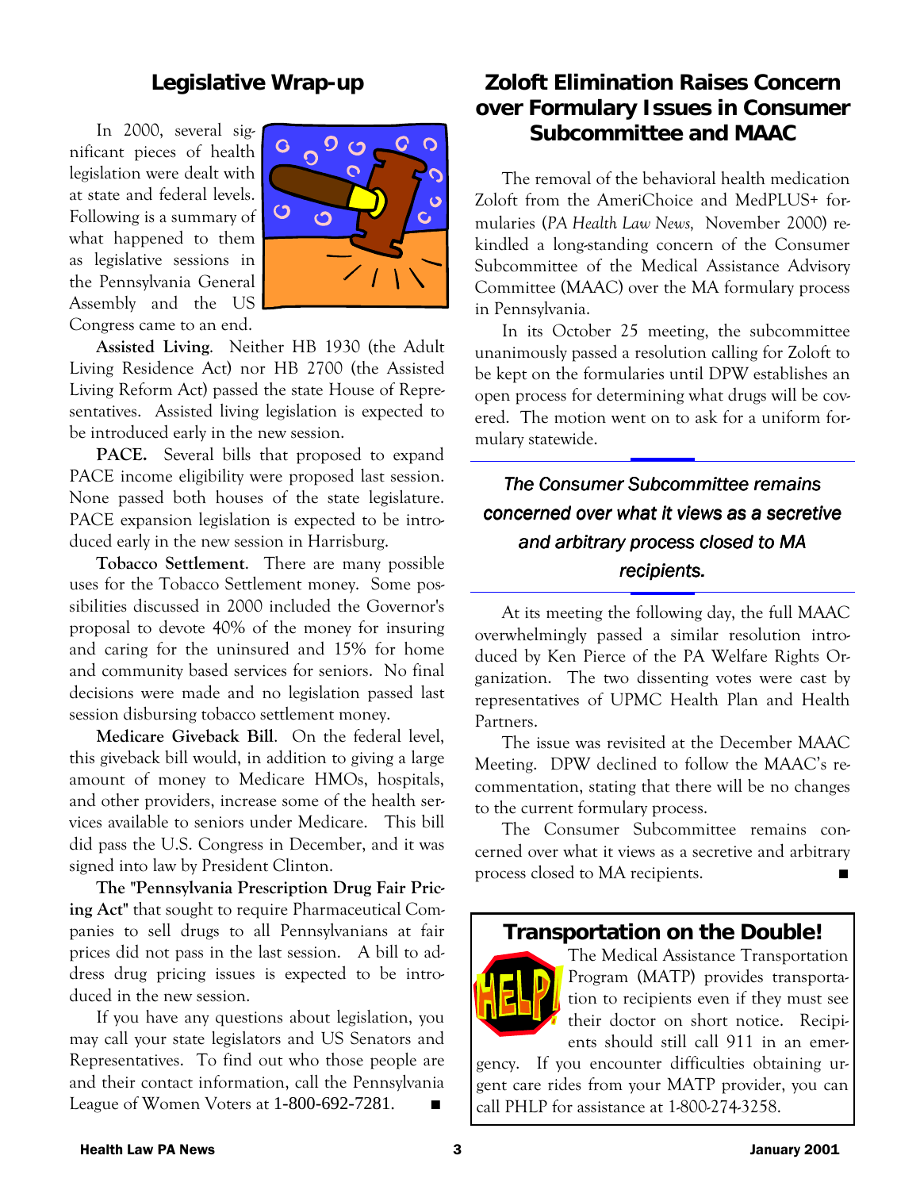## Legislative Wrap-up

In 2000, several significant pieces of health legislation were dealt with at state and federal levels. Following is a summary of what happened to them as legislative sessions in the Pennsylvania General Assembly and the US Congress came to an end.

**Assisted Living**. Neither HB 1930 (the Adult Living Residence Act) nor HB 2700 (the Assisted Living Reform Act) passed the state House of Representatives. Assisted living legislation is expected to be introduced early in the new session.

**PACE.** Several bills that proposed to expand PACE income eligibility were proposed last session. None passed both houses of the state legislature. PACE expansion legislation is expected to be introduced early in the new session in Harrisburg.

**Tobacco Settlement**. There are many possible uses for the Tobacco Settlement money. Some possibilities discussed in 2000 included the Governor's proposal to devote 40% of the money for insuring and caring for the uninsured and 15% for home and community based services for seniors. No final decisions were made and no legislation passed last session disbursing tobacco settlement money.

**Medicare Giveback Bill**. On the federal level, this giveback bill would, in addition to giving a large amount of money to Medicare HMOs, hospitals, and other providers, increase some of the health services available to seniors under Medicare. This bill did pass the U.S. Congress in December, and it was signed into law by President Clinton.

**The "Pennsylvania Prescription Drug Fair Pricing Act"** that sought to require Pharmaceutical Companies to sell drugs to all Pennsylvanians at fair prices did not pass in the last session. A bill to address drug pricing issues is expected to be introduced in the new session.

If you have any questions about legislation, you may call your state legislators and US Senators and Representatives. To find out who those people are and their contact information, call the Pennsylvania League of Women Voters at 1-800-692-7281. ■

## Zoloft Elimination Raises Concern over Formulary Issues in Consumer Subcommittee and MAAC

The removal of the behavioral health medication Zoloft from the AmeriChoice and MedPLUS+ formularies (*PA Health Law News,* November 2000) rekindled a long-standing concern of the Consumer Subcommittee of the Medical Assistance Advisory Committee (MAAC) over the MA formulary process in Pennsylvania.

In its October 25 meeting, the subcommittee unanimously passed a resolution calling for Zoloft to be kept on the formularies until DPW establishes an open process for determining what drugs will be covered. The motion went on to ask for a uniform formulary statewide.

*The Consumer Subcommittee remains concerned over what it views as a secretive and arbitrary process closed to MA recipients.*

At its meeting the following day, the full MAAC overwhelmingly passed a similar resolution introduced by Ken Pierce of the PA Welfare Rights Organization. The two dissenting votes were cast by representatives of UPMC Health Plan and Health Partners.

The issue was revisited at the December MAAC Meeting. DPW declined to follow the MAAC's recommentation, stating that there will be no changes to the current formulary process.

The Consumer Subcommittee remains concerned over what it views as a secretive and arbitrary process closed to MA recipients. ■

## Transportation on the Double!

The Medical Assistance Transportation Program (MATP) provides transportation to recipients even if they must see their doctor on short notice. Recipients should still call 911 in an emergency. If you encounter difficulties obtaining urgent care rides from your MATP provider, you can call PHLP for assistance at 1-800-274-3258.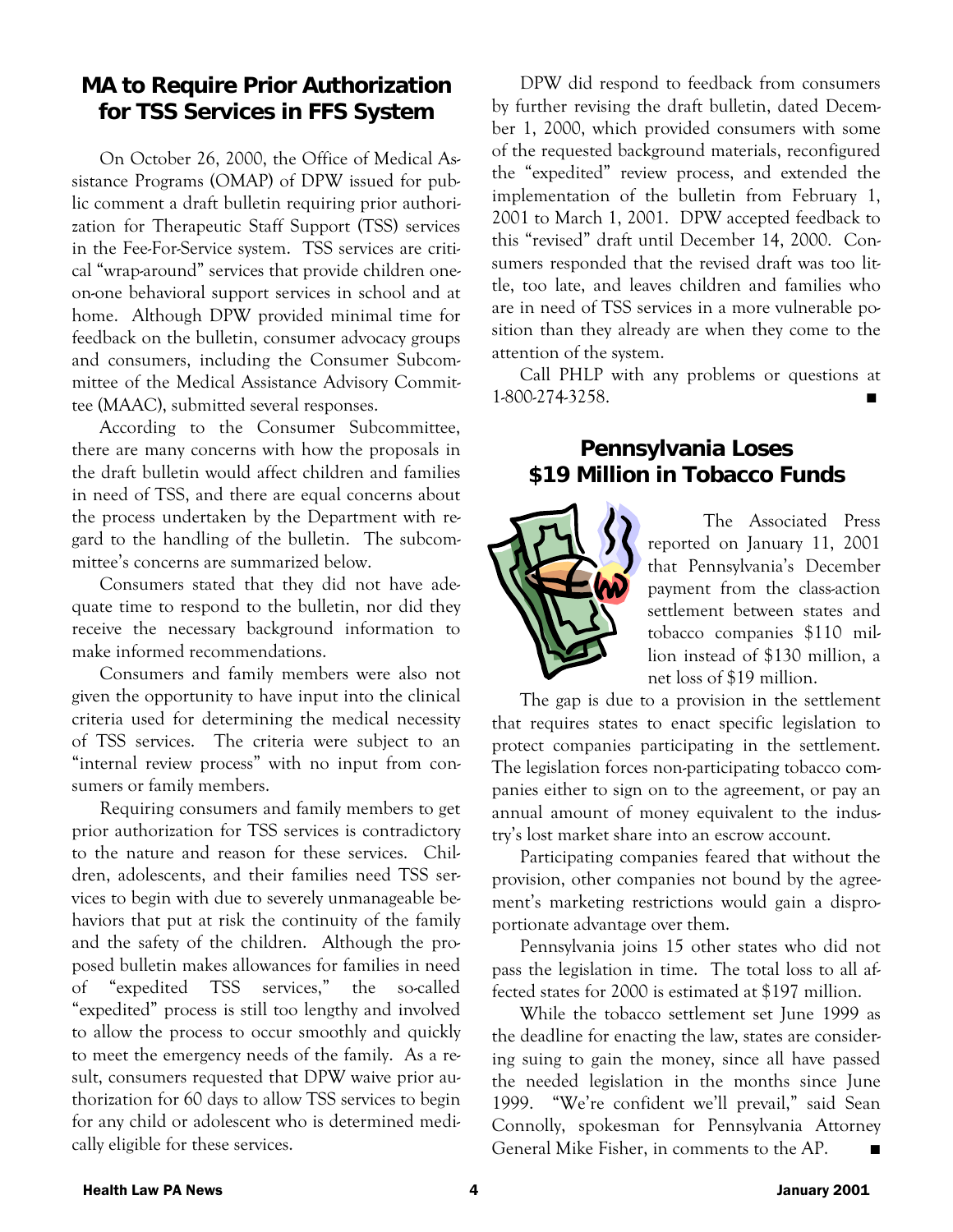## MA to Require Prior Authorization for TSS Services in FFS System

On October 26, 2000, the Office of Medical Assistance Programs (OMAP) of DPW issued for public comment a draft bulletin requiring prior authorization for Therapeutic Staff Support (TSS) services in the Fee-For-Service system. TSS services are critical "wrap-around" services that provide children one-on-one behavioral support services in school and at home. Although DPW provided minimal time for feedback on the bulletin, consumer advocacy groups and consumers, including the Consumer Subcommittee of the Medical Assistance Advisory Committee (MAAC), submitted several responses.

According to the Consumer Subcommittee, there are many concerns with how the proposals in the draft bulletin would affect children and families in need of TSS, and there are equal concerns about the process undertaken by the Department with regard to the handling of the bulletin. The subcommittee's concerns are summarized below.

Consumers stated that they did not have adequate time to respond to the bulletin, nor did they receive the necessary background information to make informed recommendations.

Consumers and family members were also not given the opportunity to have input into the clinical criteria used for determining the medical necessity of TSS services. The criteria were subject to an "internal review process" with no input from consumers or family members.

Requiring consumers and family members to get prior authorization for TSS services is contradictory to the nature and reason for these services. Children, adolescents, and their families need TSS services to begin with due to severely unmanageable behaviors that put at risk the continuity of the family and the safety of the children. Although the proposed bulletin makes allowances for families in need of "expedited TSS services," the so-called "expedited" process is still too lengthy and involved to allow the process to occur smoothly and quickly to meet the emergency needs of the family. As a result, consumers requested that DPW waive prior authorization for 60 days to allow TSS services to begin for any child or adolescent who is determined medically eligible for these services.

DPW did respond to feedback from consumers by further revising the draft bulletin, dated December 1, 2000, which provided consumers with some of the requested background materials, reconfigured the "expedited" review process, and extended the implementation of the bulletin from February 1, 2001 to March 1, 2001. DPW accepted feedback to this "revised" draft until December 14, 2000. Consumers responded that the revised draft was too little, too late, and leaves children and families who are in need of TSS services in a more vulnerable position than they already are when they come to the attention of the system.

Call PHLP with any problems or questions at 1-800-274-3258. ■

## Pennsylvania Loses $19 Million in Tobacco Funds

The Associated Press reported on January 11, 2001 that Pennsylvania's December payment from the class-action settlement between states and tobacco companies $110 million instead of $130 million, a net loss of $19 million.

The gap is due to a provision in the settlement that requires states to enact specific legislation to protect companies participating in the settlement. The legislation forces non-participating tobacco companies either to sign on to the agreement, or pay an annual amount of money equivalent to the industry's lost market share into an escrow account.

Participating companies feared that without the provision, other companies not bound by the agreement's marketing restrictions would gain a disproportionate advantage over them.

Pennsylvania joins 15 other states who did not pass the legislation in time. The total loss to all affected states for 2000 is estimated at $197 million.

While the tobacco settlement set June 1999 as the deadline for enacting the law, states are considering suing to gain the money, since all have passed the needed legislation in the months since June 1999. "We're confident we'll prevail," said Sean Connolly, spokesman for Pennsylvania Attorney General Mike Fisher, in comments to the AP. ■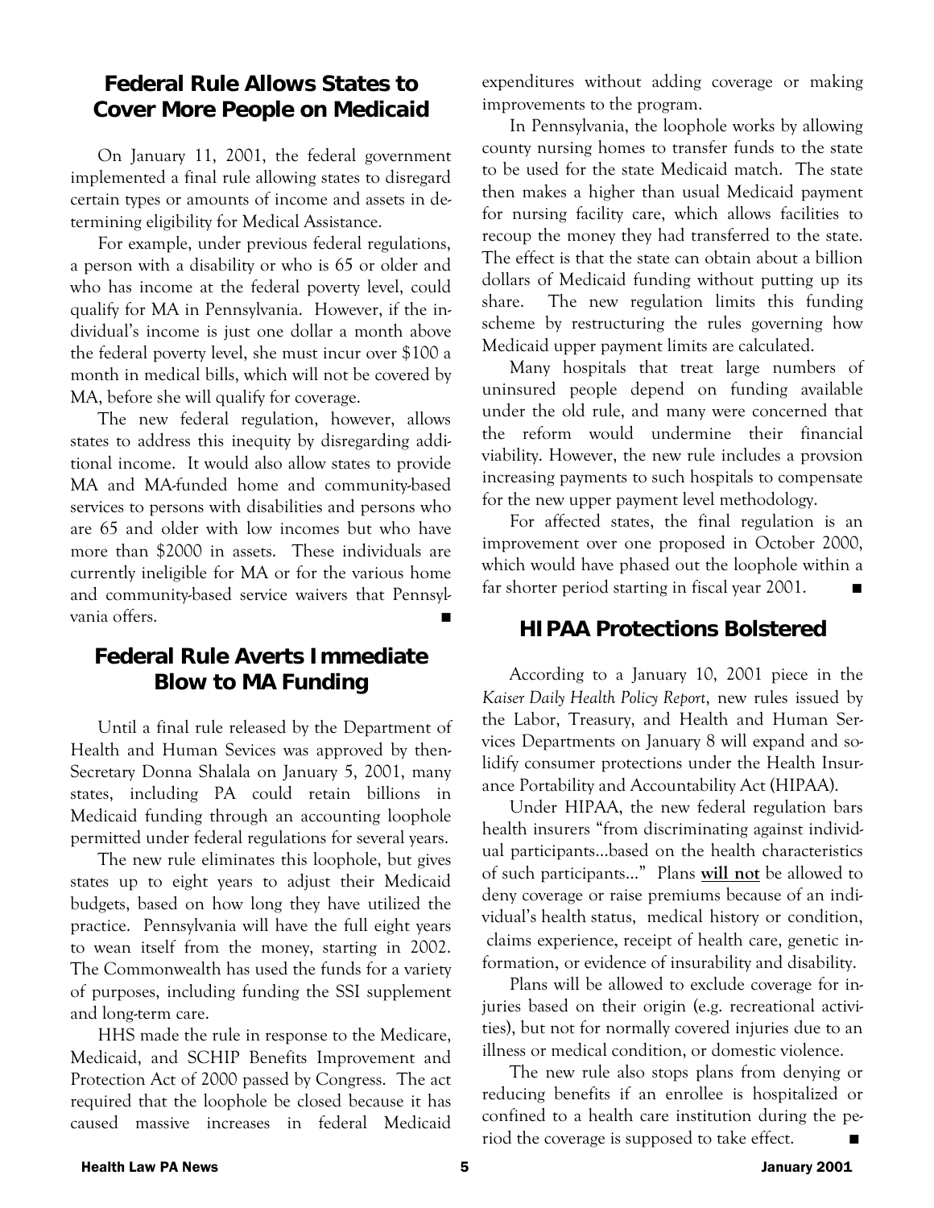## Federal Rule Allows States to Cover More People on Medicaid

On January 11, 2001, the federal government implemented a final rule allowing states to disregard certain types or amounts of income and assets in determining eligibility for Medical Assistance.

For example, under previous federal regulations, a person with a disability or who is 65 or older and who has income at the federal poverty level, could qualify for MA in Pennsylvania. However, if the individual's income is just one dollar a month above the federal poverty level, she must incur over $100 a month in medical bills, which will not be covered by MA, before she will qualify for coverage.

The new federal regulation, however, allows states to address this inequity by disregarding additional income. It would also allow states to provide MA and MA-funded home and community-based services to persons with disabilities and persons who are 65 and older with low incomes but who have more than $2000 in assets. These individuals are currently ineligible for MA or for the various home and community-based service waivers that Pennsylvania offers. ■

## Federal Rule Averts Immediate Blow to MA Funding

Until a final rule released by the Department of Health and Human Sevices was approved by then-Secretary Donna Shalala on January 5, 2001, many states, including PA could retain billions in Medicaid funding through an accounting loophole permitted under federal regulations for several years.

The new rule eliminates this loophole, but gives states up to eight years to adjust their Medicaid budgets, based on how long they have utilized the practice. Pennsylvania will have the full eight years to wean itself from the money, starting in 2002. The Commonwealth has used the funds for a variety of purposes, including funding the SSI supplement and long-term care.

HHS made the rule in response to the Medicare, Medicaid, and SCHIP Benefits Improvement and Protection Act of 2000 passed by Congress. The act required that the loophole be closed because it has caused massive increases in federal Medicaid expenditures without adding coverage or making improvements to the program.

In Pennsylvania, the loophole works by allowing county nursing homes to transfer funds to the state to be used for the state Medicaid match. The state then makes a higher than usual Medicaid payment for nursing facility care, which allows facilities to recoup the money they had transferred to the state. The effect is that the state can obtain about a billion dollars of Medicaid funding without putting up its share. The new regulation limits this funding scheme by restructuring the rules governing how Medicaid upper payment limits are calculated.

Many hospitals that treat large numbers of uninsured people depend on funding available under the old rule, and many were concerned that the reform would undermine their financial viability. However, the new rule includes a provsion increasing payments to such hospitals to compensate for the new upper payment level methodology.

For affected states, the final regulation is an improvement over one proposed in October 2000, which would have phased out the loophole within a far shorter period starting in fiscal year 2001. ■

## HIPAA Protections Bolstered

According to a January 10, 2001 piece in the *Kaiser Daily Health Policy Report*, new rules issued by the Labor, Treasury, and Health and Human Services Departments on January 8 will expand and solidify consumer protections under the Health Insurance Portability and Accountability Act (HIPAA).

Under HIPAA, the new federal regulation bars health insurers "from discriminating against individual participants…based on the health characteristics of such participants…" Plans **will not** be allowed to deny coverage or raise premiums because of an individual's health status, medical history or condition, claims experience, receipt of health care, genetic information, or evidence of insurability and disability.

Plans will be allowed to exclude coverage for injuries based on their origin (e.g. recreational activities), but not for normally covered injuries due to an illness or medical condition, or domestic violence.

The new rule also stops plans from denying or reducing benefits if an enrollee is hospitalized or confined to a health care institution during the period the coverage is supposed to take effect. ■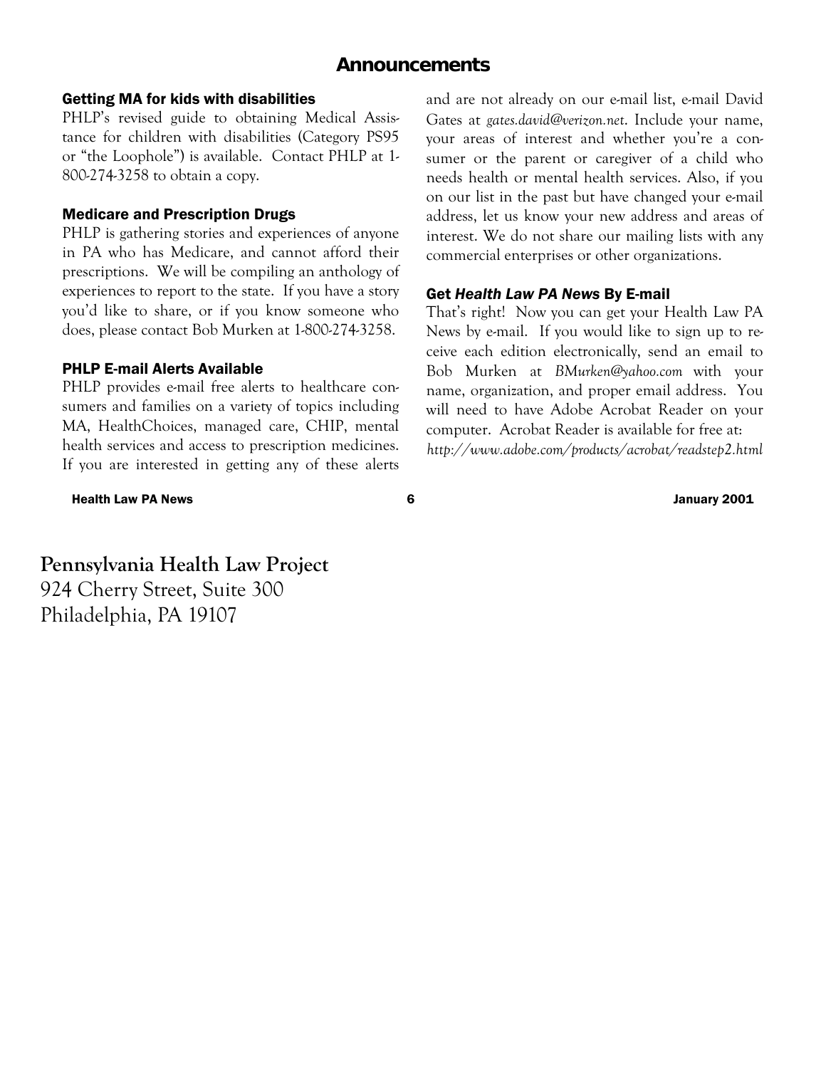## Announcements

### Getting MA for kids with disabilities

PHLP's revised guide to obtaining Medical Assistance for children with disabilities (Category PS95 or "the Loophole") is available. Contact PHLP at 1-800-274-3258 to obtain a copy.

### Medicare and Prescription Drugs

PHLP is gathering stories and experiences of anyone in PA who has Medicare, and cannot afford their prescriptions. We will be compiling an anthology of experiences to report to the state. If you have a story you'd like to share, or if you know someone who does, please contact Bob Murken at 1-800-274-3258.

### PHLP E-mail Alerts Available

PHLP provides e-mail free alerts to healthcare consumers and families on a variety of topics including MA, HealthChoices, managed care, CHIP, mental health services and access to prescription medicines. If you are interested in getting any of these alerts and are not already on our e-mail list, e-mail David Gates at *gates.david@verizon.net*. Include your name, your areas of interest and whether you're a consumer or the parent or caregiver of a child who needs health or mental health services. Also, if you on our list in the past but have changed your e-mail address, let us know your new address and areas of interest. We do not share our mailing lists with any commercial enterprises or other organizations.

### Get *Health Law PA News* By E-mail

That's right! Now you can get your Health Law PA News by e-mail. If you would like to sign up to receive each edition electronically, send an email to Bob Murken at *BMurken@yahoo.com* with your name, organization, and proper email address. You will need to have Adobe Acrobat Reader on your computer. Acrobat Reader is available for free at:
*http://www.adobe.com/products/acrobat/readstep2.html*

**Pennsylvania Health Law Project**
924 Cherry Street, Suite 300
Philadelphia, PA 19107